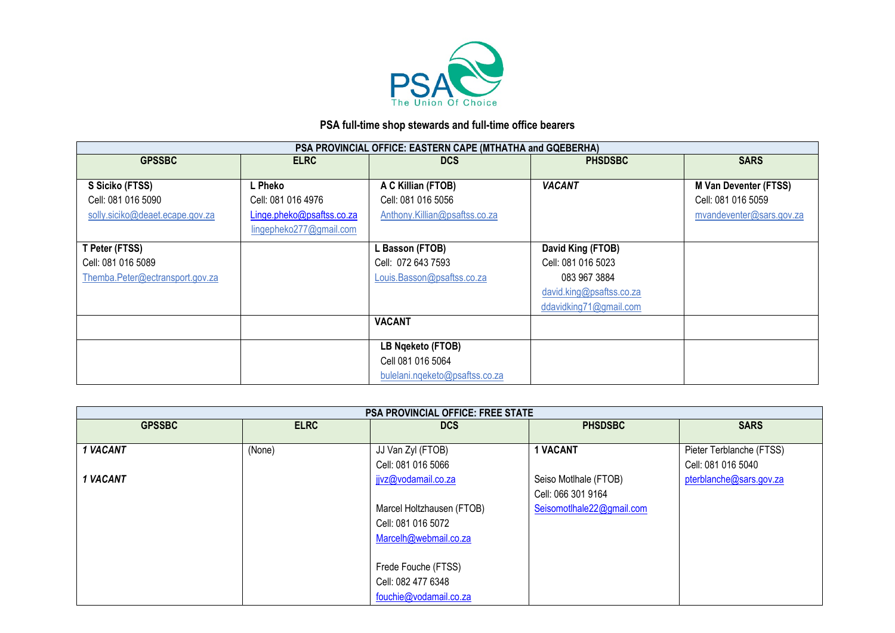PSA
The Union Of Choice

## PSA full-time shop stewards and full-time office bearers

| PSA PROVINCIAL OFFICE: EASTERN CAPE (MTHATHA and GQEBERHA) | | | | |
|---|---|---|---|---|
| **GPSSBC** | **ELRC** | **DCS** | **PHSDSBC** | **SARS** |
| **S Siciko (FTSS)**<br>Cell: 081 016 5090<br>solly.siciko@deaet.ecape.gov.za | **L Pheko**<br>Cell: 081 016 4976<br>Linge.pheko@psaftss.co.za<br>lingepheko277@gmail.com | **A C Killian (FTOB)**<br>Cell: 081 016 5056<br>Anthony.Killian@psaftss.co.za | ***VACANT*** | **M Van Deventer (FTSS)**<br>Cell: 081 016 5059<br>mvandeventer@sars.gov.za |
| **T Peter (FTSS)**<br>Cell: 081 016 5089<br>Themba.Peter@ectransport.gov.za | | **L Basson (FTOB)**<br>Cell: 072 643 7593<br>Louis.Basson@psaftss.co.za | **David King (FTOB)**<br>Cell: 081 016 5023<br>083 967 3884<br>david.king@psaftss.co.za<br>ddavidking71@gmail.com | |
| | | **VACANT** | | |
| | | **LB Nqeketo (FTOB)**<br>Cell 081 016 5064<br>bulelani.nqeketo@psaftss.co.za | | |

| PSA PROVINCIAL OFFICE: FREE STATE | | | | |
|---|---|---|---|---|
| **GPSSBC** | **ELRC** | **DCS** | **PHSDSBC** | **SARS** |
| ***1 VACANT***<br><br>***1 VACANT*** | (None) | JJ Van Zyl (FTOB)<br>Cell: 081 016 5066<br>jjvz@vodamail.co.za<br><br>Marcel Holtzhausen (FTOB)<br>Cell: 081 016 5072<br>Marcelh@webmail.co.za<br><br>Frede Fouche (FTSS)<br>Cell: 082 477 6348<br>fouchie@vodamail.co.za | **1 VACANT**<br><br>Seiso Motlhale (FTOB)<br>Cell: 066 301 9164<br>Seisomotlhale22@gmail.com | Pieter Terblanche (FTSS)<br>Cell: 081 016 5040<br>pterblanche@sars.gov.za |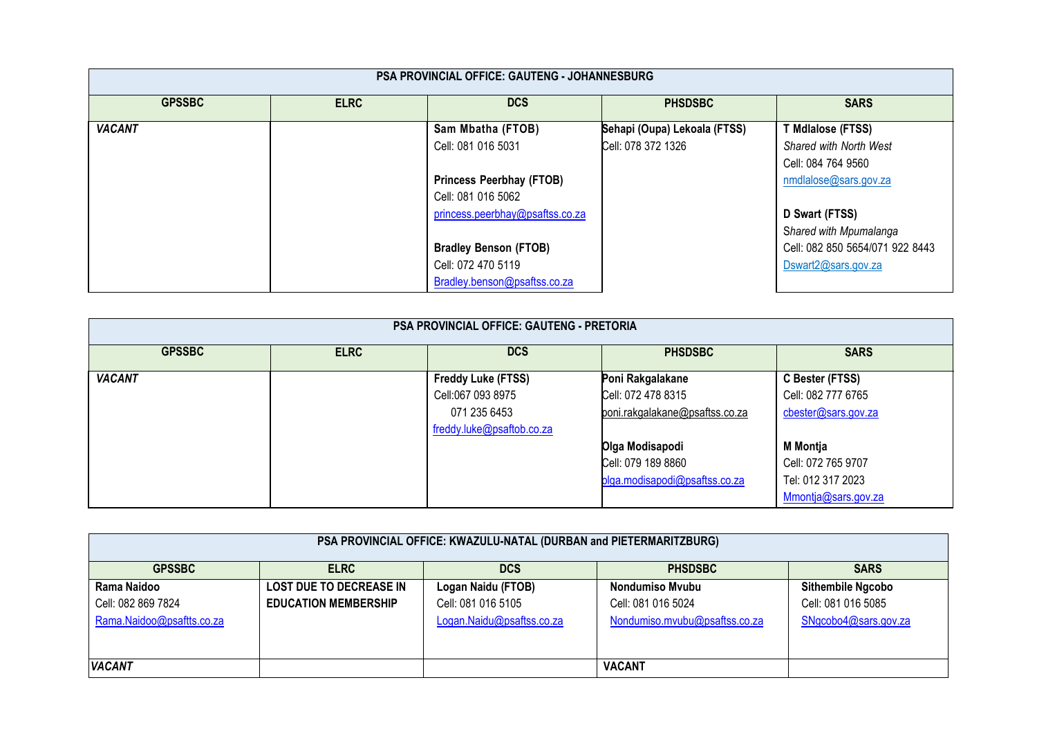| PSA PROVINCIAL OFFICE: GAUTENG - JOHANNESBURG | | | | |
|---|---|---|---|---|
| **GPSSBC** | **ELRC** | **DCS** | **PHSDSBC** | **SARS** |
| ***VACANT*** | | **Sam Mbatha (FTOB)**<br>Cell: 081 016 5031<br><br>**Princess Peerbhay (FTOB)**<br>Cell: 081 016 5062<br>princess.peerbhay@psaftss.co.za<br><br>**Bradley Benson (FTOB)**<br>Cell: 072 470 5119<br>Bradley.benson@psaftss.co.za | **Sehapi (Oupa) Lekoala (FTSS)**<br>Cell: 078 372 1326 | **T Mdlalose (FTSS)**<br>*Shared with North West*<br>Cell: 084 764 9560<br>nmdlalose@sars.gov.za<br><br>**D Swart (FTSS)**<br>*Shared with Mpumalanga*<br>Cell: 082 850 5654/071 922 8443<br>Dswart2@sars.gov.za |

| PSA PROVINCIAL OFFICE: GAUTENG - PRETORIA | | | | |
|---|---|---|---|---|
| **GPSSBC** | **ELRC** | **DCS** | **PHSDSBC** | **SARS** |
| ***VACANT*** | | **Freddy Luke (FTSS)**<br>Cell:067 093 8975<br>071 235 6453<br>freddy.luke@psaftob.co.za | **Poni Rakgalakane**<br>Cell: 072 478 8315<br>poni.rakgalakane@psaftss.co.za<br><br>**Olga Modisapodi**<br>Cell: 079 189 8860<br>olga.modisapodi@psaftss.co.za | **C Bester (FTSS)**<br>Cell: 082 777 6765<br>cbester@sars.gov.za<br><br>**M Montja**<br>Cell: 072 765 9707<br>Tel: 012 317 2023<br>Mmontja@sars.gov.za |

| PSA PROVINCIAL OFFICE: KWAZULU-NATAL (DURBAN and PIETERMARITZBURG) | | | | |
|---|---|---|---|---|
| **GPSSBC** | **ELRC** | **DCS** | **PHSDSBC** | **SARS** |
| **Rama Naidoo**<br>Cell: 082 869 7824<br>Rama.Naidoo@psaftts.co.za | **LOST DUE TO DECREASE IN EDUCATION MEMBERSHIP** | **Logan Naidu (FTOB)**<br>Cell: 081 016 5105<br>Logan.Naidu@psaftss.co.za | **Nondumiso Mvubu**<br>Cell: 081 016 5024<br>Nondumiso.mvubu@psaftss.co.za | **Sithembile Ngcobo**<br>Cell: 081 016 5085<br>SNgcobo4@sars.gov.za |
| ***VACANT*** | | | **VACANT** | |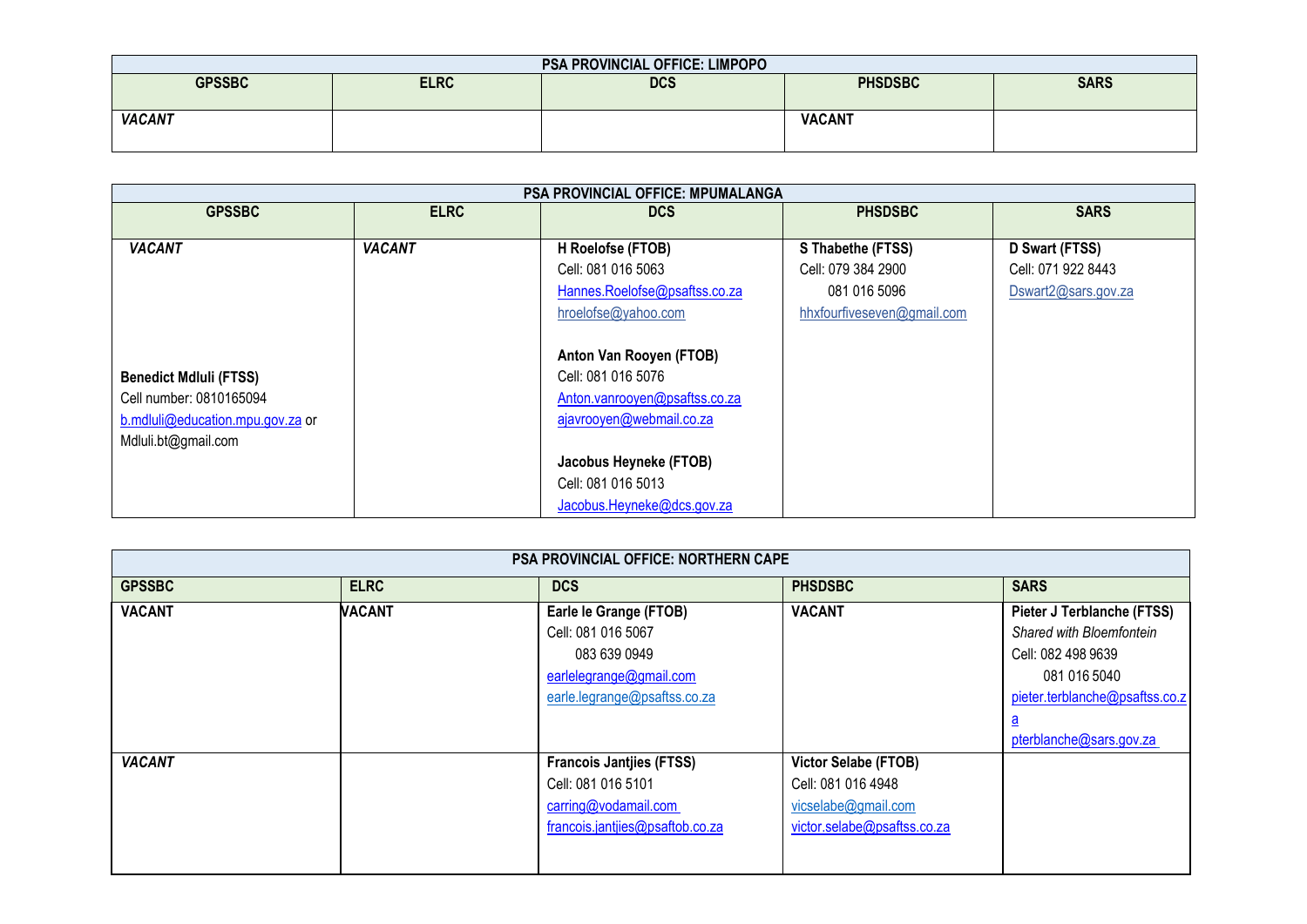| PSA PROVINCIAL OFFICE: LIMPOPO | | | | |
|---|---|---|---|---|
| **GPSSBC** | **ELRC** | **DCS** | **PHSDSBC** | **SARS** |
| ***VACANT*** | | | **VACANT** | |

| PSA PROVINCIAL OFFICE: MPUMALANGA | | | | |
|---|---|---|---|---|
| **GPSSBC** | **ELRC** | **DCS** | **PHSDSBC** | **SARS** |
| ***VACANT***<br><br><br><br><br>**Benedict Mdluli (FTSS)**<br>Cell number: 0810165094<br>b.mdluli@education.mpu.gov.za or<br>Mdluli.bt@gmail.com | ***VACANT*** | **H Roelofse (FTOB)**<br>Cell: 081 016 5063<br>Hannes.Roelofse@psaftss.co.za<br>hroelofse@yahoo.com<br><br>**Anton Van Rooyen (FTOB)**<br>Cell: 081 016 5076<br>Anton.vanrooyen@psaftss.co.za<br>ajavrooyen@webmail.co.za<br><br>**Jacobus Heyneke (FTOB)**<br>Cell: 081 016 5013<br>Jacobus.Heyneke@dcs.gov.za | **S Thabethe (FTSS)**<br>Cell: 079 384 2900<br>081 016 5096<br>hhxfourfiveseven@gmail.com | **D Swart (FTSS)**<br>Cell: 071 922 8443<br>Dswart2@sars.gov.za |

| PSA PROVINCIAL OFFICE: NORTHERN CAPE | | | | |
|---|---|---|---|---|
| **GPSSBC** | **ELRC** | **DCS** | **PHSDSBC** | **SARS** |
| **VACANT** | **VACANT** | **Earle le Grange (FTOB)**<br>Cell: 081 016 5067<br>083 639 0949<br>earlelegrange@gmail.com<br>earle.legrange@psaftss.co.za | **VACANT** | **Pieter J Terblanche (FTSS)**<br>*Shared with Bloemfontein*<br>Cell: 082 498 9639<br>081 016 5040<br>pieter.terblanche@psaftss.co.za<br>pterblanche@sars.gov.za |
| ***VACANT*** | | **Francois Jantjies (FTSS)**<br>Cell: 081 016 5101<br>carring@vodamail.com<br>francois.jantjies@psaftob.co.za | **Victor Selabe (FTOB)**<br>Cell: 081 016 4948<br>vicselabe@gmail.com<br>victor.selabe@psaftss.co.za | |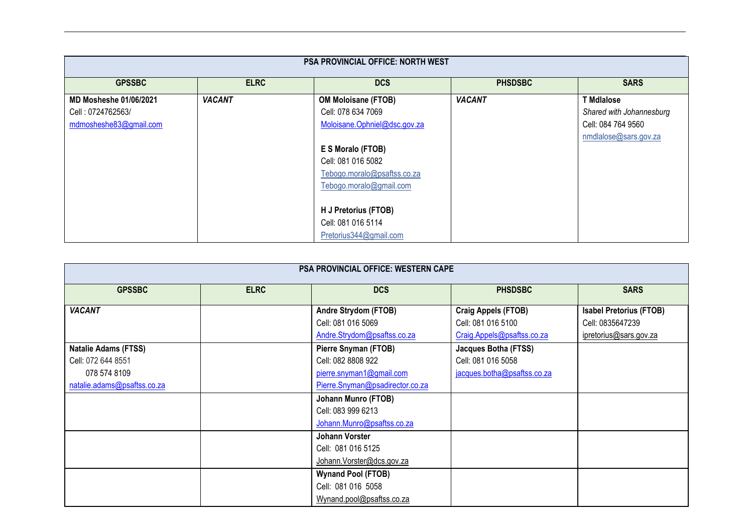| PSA PROVINCIAL OFFICE: NORTH WEST | | | | |
|---|---|---|---|---|
| **GPSSBC** | **ELRC** | **DCS** | **PHSDSBC** | **SARS** |
| **MD Mosheshe 01/06/2021**<br>Cell : 0724762563/<br>mdmosheshe83@gmail.com | ***VACANT*** | **OM Moloisane (FTOB)**<br>Cell: 078 634 7069<br>Moloisane.Ophniel@dsc.gov.za<br><br>**E S Moralo (FTOB)**<br>Cell: 081 016 5082<br>Tebogo.moralo@psaftss.co.za<br>Tebogo.moralo@gmail.com<br><br>**H J Pretorius (FTOB)**<br>Cell: 081 016 5114<br>Pretorius344@gmail.com | ***VACANT*** | **T Mdlalose**<br>*Shared with Johannesburg*<br>Cell: 084 764 9560<br>nmdlalose@sars.gov.za |

| PSA PROVINCIAL OFFICE: WESTERN CAPE | | | | |
|---|---|---|---|---|
| **GPSSBC** | **ELRC** | **DCS** | **PHSDSBC** | **SARS** |
| ***VACANT*** | | **Andre Strydom (FTOB)**<br>Cell: 081 016 5069<br>Andre.Strydom@psaftss.co.za | **Craig Appels (FTOB)**<br>Cell: 081 016 5100<br>Craig.Appels@psaftss.co.za | **Isabel Pretorius (FTOB)**<br>Cell: 0835647239<br>ipretorius@sars.gov.za |
| **Natalie Adams (FTSS)**<br>Cell: 072 644 8551<br>078 574 8109<br>natalie.adams@psaftss.co.za | | **Pierre Snyman (FTOB)**<br>Cell: 082 8808 922<br>pierre.snyman1@gmail.com<br>Pierre.Snyman@psadirector.co.za | **Jacques Botha (FTSS)**<br>Cell: 081 016 5058<br>jacques.botha@psaftss.co.za | |
| | | **Johann Munro (FTOB)**<br>Cell: 083 999 6213<br>Johann.Munro@psaftss.co.za | | |
| | | **Johann Vorster**<br>Cell: 081 016 5125<br>Johann.Vorster@dcs.gov.za | | |
| | | **Wynand Pool (FTOB)**<br>Cell: 081 016 5058<br>Wynand.pool@psaftss.co.za | | |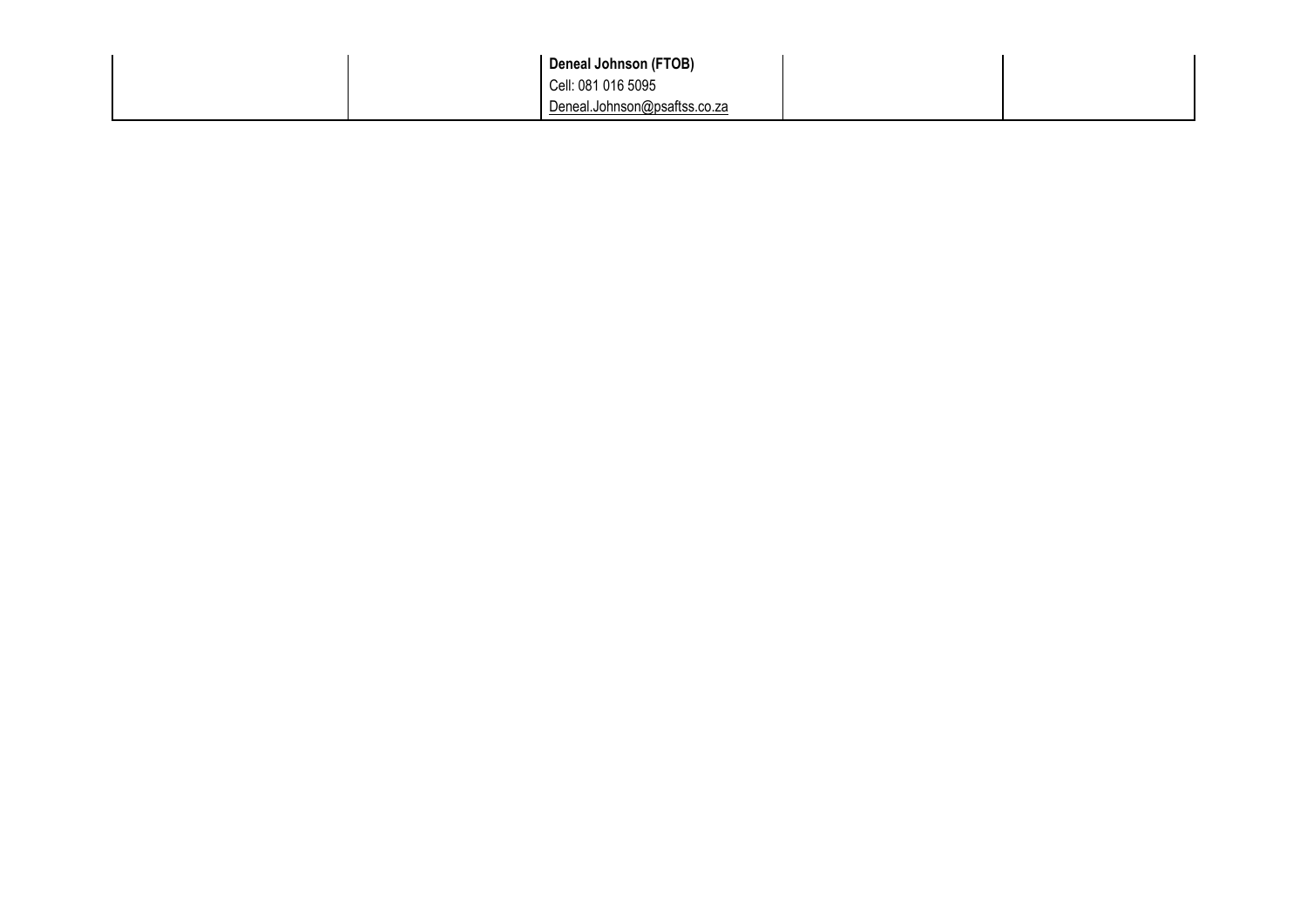| | | | | |
|---|---|---|---|---|
| | | **Deneal Johnson (FTOB)**<br>Cell: 081 016 5095<br>Deneal.Johnson@psaftss.co.za | | |